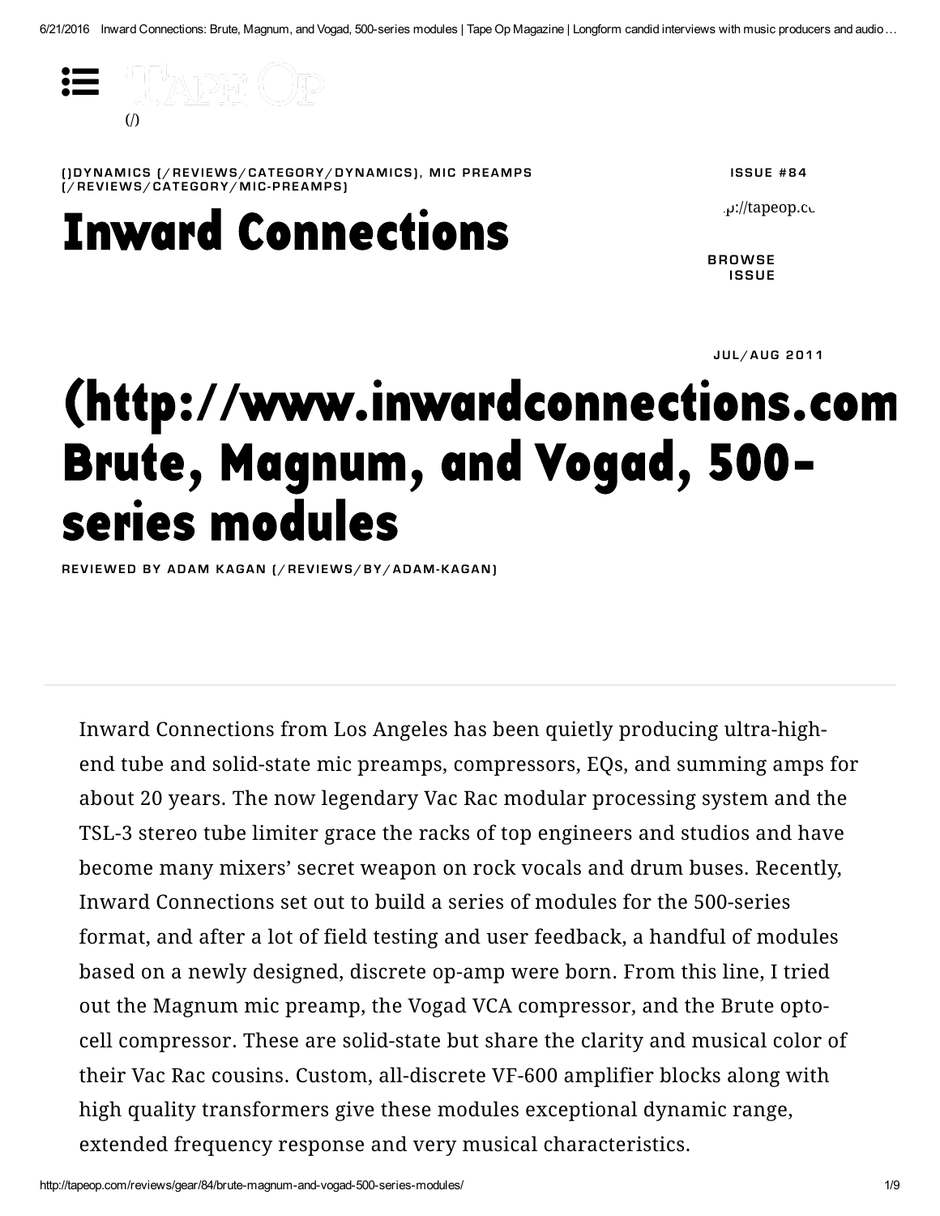[]DYNAMICS [/REVIEWS/CATEGORY/DYNAMICS], MIC PREAMPS [/REVIEWS/CATEGORY/MIC-PREAMPS]

ISSUE #84

BROWSE ISSUE

JUL/AUG 2011

# Inward Connections

# (http://www.inwardconnections.com) Brute, Magnum, and Vogad, 500-series modules

REVIEWED BY ADAM KAGAN [/REVIEWS/BY/ADAM-KAGAN]

Inward Connections from Los Angeles has been quietly producing ultra-high-end tube and solid-state mic preamps, compressors, EQs, and summing amps for about 20 years. The now legendary Vac Rac modular processing system and the TSL-3 stereo tube limiter grace the racks of top engineers and studios and have become many mixers' secret weapon on rock vocals and drum buses. Recently, Inward Connections set out to build a series of modules for the 500-series format, and after a lot of field testing and user feedback, a handful of modules based on a newly designed, discrete op-amp were born. From this line, I tried out the Magnum mic preamp, the Vogad VCA compressor, and the Brute opto-cell compressor. These are solid-state but share the clarity and musical color of their Vac Rac cousins. Custom, all-discrete VF-600 amplifier blocks along with high quality transformers give these modules exceptional dynamic range, extended frequency response and very musical characteristics.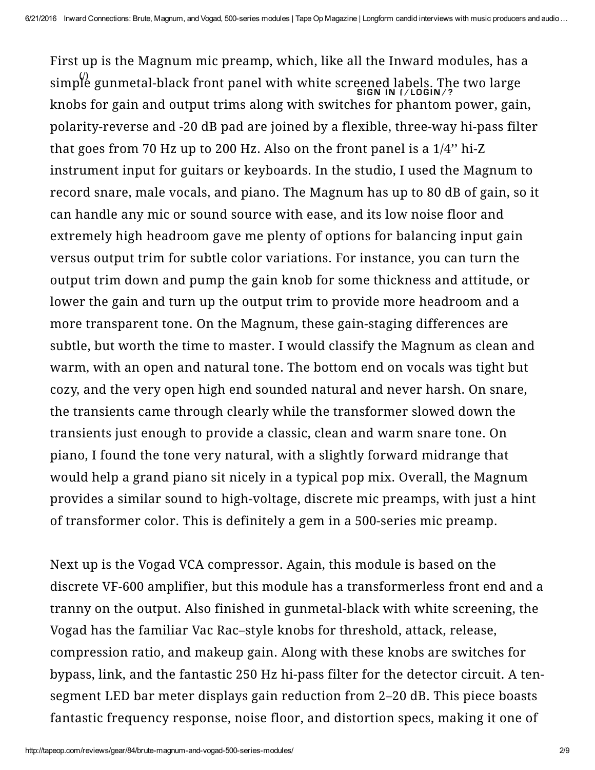First up is the Magnum mic preamp, which, like all the Inward modules, has a simple gunmetal-black front panel with white screened labels. The two large knobs for gain and output trims along with switches for phantom power, gain, polarity-reverse and -20 dB pad are joined by a flexible, three-way hi-pass filter that goes from 70 Hz up to 200 Hz. Also on the front panel is a 1/4'' hi-Z instrument input for guitars or keyboards. In the studio, I used the Magnum to record snare, male vocals, and piano. The Magnum has up to 80 dB of gain, so it can handle any mic or sound source with ease, and its low noise floor and extremely high headroom gave me plenty of options for balancing input gain versus output trim for subtle color variations. For instance, you can turn the output trim down and pump the gain knob for some thickness and attitude, or lower the gain and turn up the output trim to provide more headroom and a more transparent tone. On the Magnum, these gain-staging differences are subtle, but worth the time to master. I would classify the Magnum as clean and warm, with an open and natural tone. The bottom end on vocals was tight but cozy, and the very open high end sounded natural and never harsh. On snare, the transients came through clearly while the transformer slowed down the transients just enough to provide a classic, clean and warm snare tone. On piano, I found the tone very natural, with a slightly forward midrange that would help a grand piano sit nicely in a typical pop mix. Overall, the Magnum provides a similar sound to high-voltage, discrete mic preamps, with just a hint of transformer color. This is definitely a gem in a 500-series mic preamp.

Next up is the Vogad VCA compressor. Again, this module is based on the discrete VF-600 amplifier, but this module has a transformerless front end and a tranny on the output. Also finished in gunmetal-black with white screening, the Vogad has the familiar Vac Rac–style knobs for threshold, attack, release, compression ratio, and makeup gain. Along with these knobs are switches for bypass, link, and the fantastic 250 Hz hi-pass filter for the detector circuit. A ten-segment LED bar meter displays gain reduction from 2–20 dB. This piece boasts fantastic frequency response, noise floor, and distortion specs, making it one of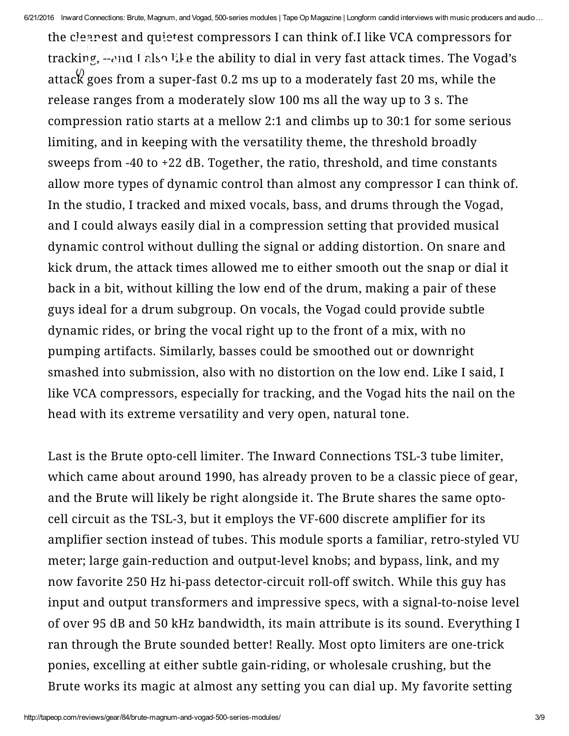the cleanest and quietest compressors I can think of.I like VCA compressors for tracking, --and I also like the ability to dial in very fast attack times. The Vogad's attack goes from a super-fast 0.2 ms up to a moderately fast 20 ms, while the release ranges from a moderately slow 100 ms all the way up to 3 s. The compression ratio starts at a mellow 2:1 and climbs up to 30:1 for some serious limiting, and in keeping with the versatility theme, the threshold broadly sweeps from -40 to +22 dB. Together, the ratio, threshold, and time constants allow more types of dynamic control than almost any compressor I can think of. In the studio, I tracked and mixed vocals, bass, and drums through the Vogad, and I could always easily dial in a compression setting that provided musical dynamic control without dulling the signal or adding distortion. On snare and kick drum, the attack times allowed me to either smooth out the snap or dial it back in a bit, without killing the low end of the drum, making a pair of these guys ideal for a drum subgroup. On vocals, the Vogad could provide subtle dynamic rides, or bring the vocal right up to the front of a mix, with no pumping artifacts. Similarly, basses could be smoothed out or downright smashed into submission, also with no distortion on the low end. Like I said, I like VCA compressors, especially for tracking, and the Vogad hits the nail on the head with its extreme versatility and very open, natural tone.

Last is the Brute opto-cell limiter. The Inward Connections TSL-3 tube limiter, which came about around 1990, has already proven to be a classic piece of gear, and the Brute will likely be right alongside it. The Brute shares the same opto-cell circuit as the TSL-3, but it employs the VF-600 discrete amplifier for its amplifier section instead of tubes. This module sports a familiar, retro-styled VU meter; large gain-reduction and output-level knobs; and bypass, link, and my now favorite 250 Hz hi-pass detector-circuit roll-off switch. While this guy has input and output transformers and impressive specs, with a signal-to-noise level of over 95 dB and 50 kHz bandwidth, its main attribute is its sound. Everything I ran through the Brute sounded better! Really. Most opto limiters are one-trick ponies, excelling at either subtle gain-riding, or wholesale crushing, but the Brute works its magic at almost any setting you can dial up. My favorite setting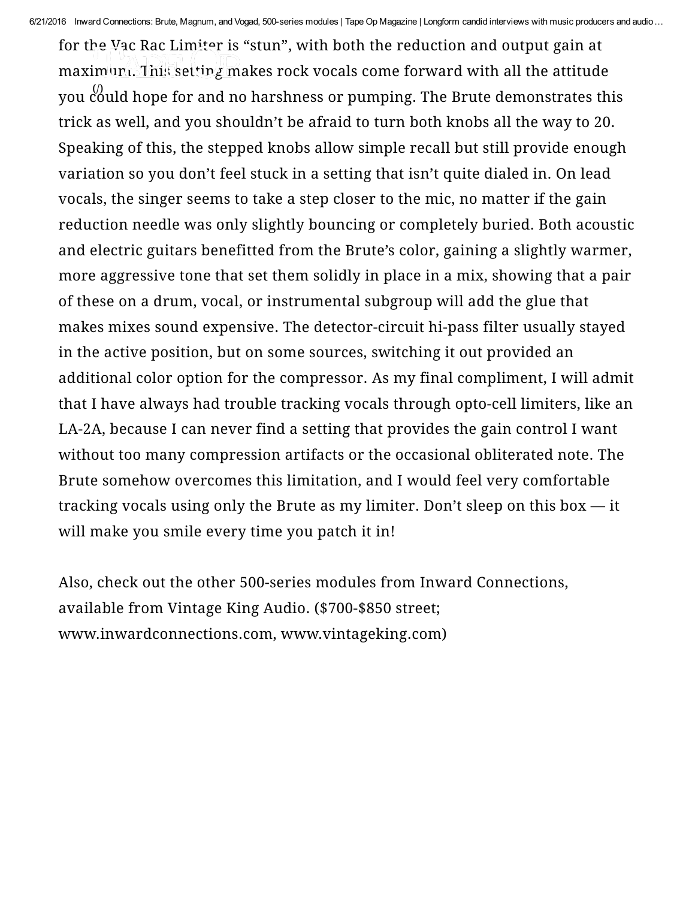for the Vac Rac Limiter is “stun”, with both the reduction and output gain at maximum. This setting makes rock vocals come forward with all the attitude you could hope for and no harshness or pumping. The Brute demonstrates this trick as well, and you shouldn’t be afraid to turn both knobs all the way to 20. Speaking of this, the stepped knobs allow simple recall but still provide enough variation so you don’t feel stuck in a setting that isn’t quite dialed in. On lead vocals, the singer seems to take a step closer to the mic, no matter if the gain reduction needle was only slightly bouncing or completely buried. Both acoustic and electric guitars benefitted from the Brute’s color, gaining a slightly warmer, more aggressive tone that set them solidly in place in a mix, showing that a pair of these on a drum, vocal, or instrumental subgroup will add the glue that makes mixes sound expensive. The detector-circuit hi-pass filter usually stayed in the active position, but on some sources, switching it out provided an additional color option for the compressor. As my final compliment, I will admit that I have always had trouble tracking vocals through opto-cell limiters, like an LA-2A, because I can never find a setting that provides the gain control I want without too many compression artifacts or the occasional obliterated note. The Brute somehow overcomes this limitation, and I would feel very comfortable tracking vocals using only the Brute as my limiter. Don’t sleep on this box — it will make you smile every time you patch it in!

Also, check out the other 500-series modules from Inward Connections, available from Vintage King Audio. ($700-$850 street; www.inwardconnections.com, www.vintageking.com)